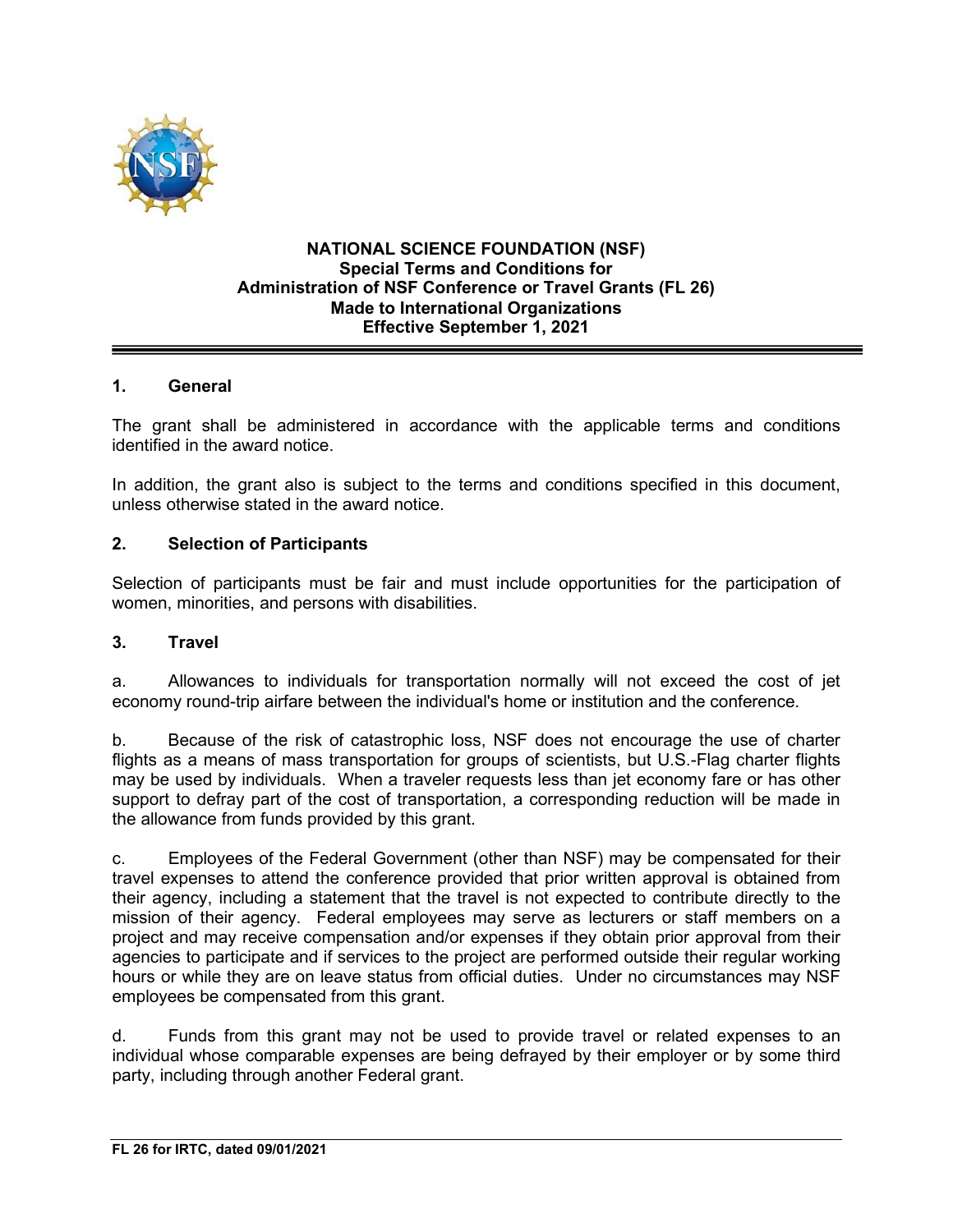**NATIONAL SCIENCE FOUNDATION (NSF)**
**Special Terms and Conditions for**
**Administration of NSF Conference or Travel Grants (FL 26)**
**Made to International Organizations**
**Effective September 1, 2021**

## 1. General

The grant shall be administered in accordance with the applicable terms and conditions identified in the award notice.

In addition, the grant also is subject to the terms and conditions specified in this document, unless otherwise stated in the award notice.

## 2. Selection of Participants

Selection of participants must be fair and must include opportunities for the participation of women, minorities, and persons with disabilities.

## 3. Travel

a. Allowances to individuals for transportation normally will not exceed the cost of jet economy round-trip airfare between the individual's home or institution and the conference.

b. Because of the risk of catastrophic loss, NSF does not encourage the use of charter flights as a means of mass transportation for groups of scientists, but U.S.-Flag charter flights may be used by individuals. When a traveler requests less than jet economy fare or has other support to defray part of the cost of transportation, a corresponding reduction will be made in the allowance from funds provided by this grant.

c. Employees of the Federal Government (other than NSF) may be compensated for their travel expenses to attend the conference provided that prior written approval is obtained from their agency, including a statement that the travel is not expected to contribute directly to the mission of their agency. Federal employees may serve as lecturers or staff members on a project and may receive compensation and/or expenses if they obtain prior approval from their agencies to participate and if services to the project are performed outside their regular working hours or while they are on leave status from official duties. Under no circumstances may NSF employees be compensated from this grant.

d. Funds from this grant may not be used to provide travel or related expenses to an individual whose comparable expenses are being defrayed by their employer or by some third party, including through another Federal grant.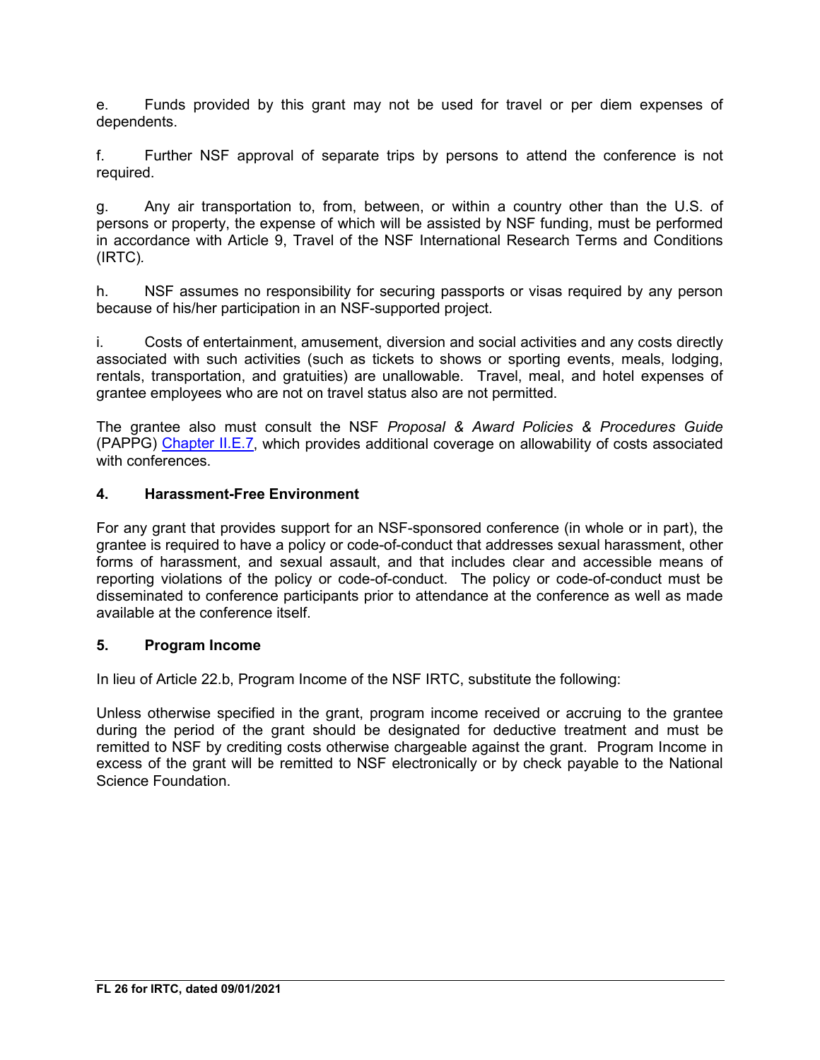e. Funds provided by this grant may not be used for travel or per diem expenses of dependents.

f. Further NSF approval of separate trips by persons to attend the conference is not required.

g. Any air transportation to, from, between, or within a country other than the U.S. of persons or property, the expense of which will be assisted by NSF funding, must be performed in accordance with Article 9, Travel of the NSF International Research Terms and Conditions (IRTC).

h. NSF assumes no responsibility for securing passports or visas required by any person because of his/her participation in an NSF-supported project.

i. Costs of entertainment, amusement, diversion and social activities and any costs directly associated with such activities (such as tickets to shows or sporting events, meals, lodging, rentals, transportation, and gratuities) are unallowable. Travel, meal, and hotel expenses of grantee employees who are not on travel status also are not permitted.

The grantee also must consult the NSF *Proposal & Award Policies & Procedures Guide* (PAPPG) Chapter II.E.7, which provides additional coverage on allowability of costs associated with conferences.

**4. Harassment-Free Environment**

For any grant that provides support for an NSF-sponsored conference (in whole or in part), the grantee is required to have a policy or code-of-conduct that addresses sexual harassment, other forms of harassment, and sexual assault, and that includes clear and accessible means of reporting violations of the policy or code-of-conduct. The policy or code-of-conduct must be disseminated to conference participants prior to attendance at the conference as well as made available at the conference itself.

**5. Program Income**

In lieu of Article 22.b, Program Income of the NSF IRTC, substitute the following:

Unless otherwise specified in the grant, program income received or accruing to the grantee during the period of the grant should be designated for deductive treatment and must be remitted to NSF by crediting costs otherwise chargeable against the grant. Program Income in excess of the grant will be remitted to NSF electronically or by check payable to the National Science Foundation.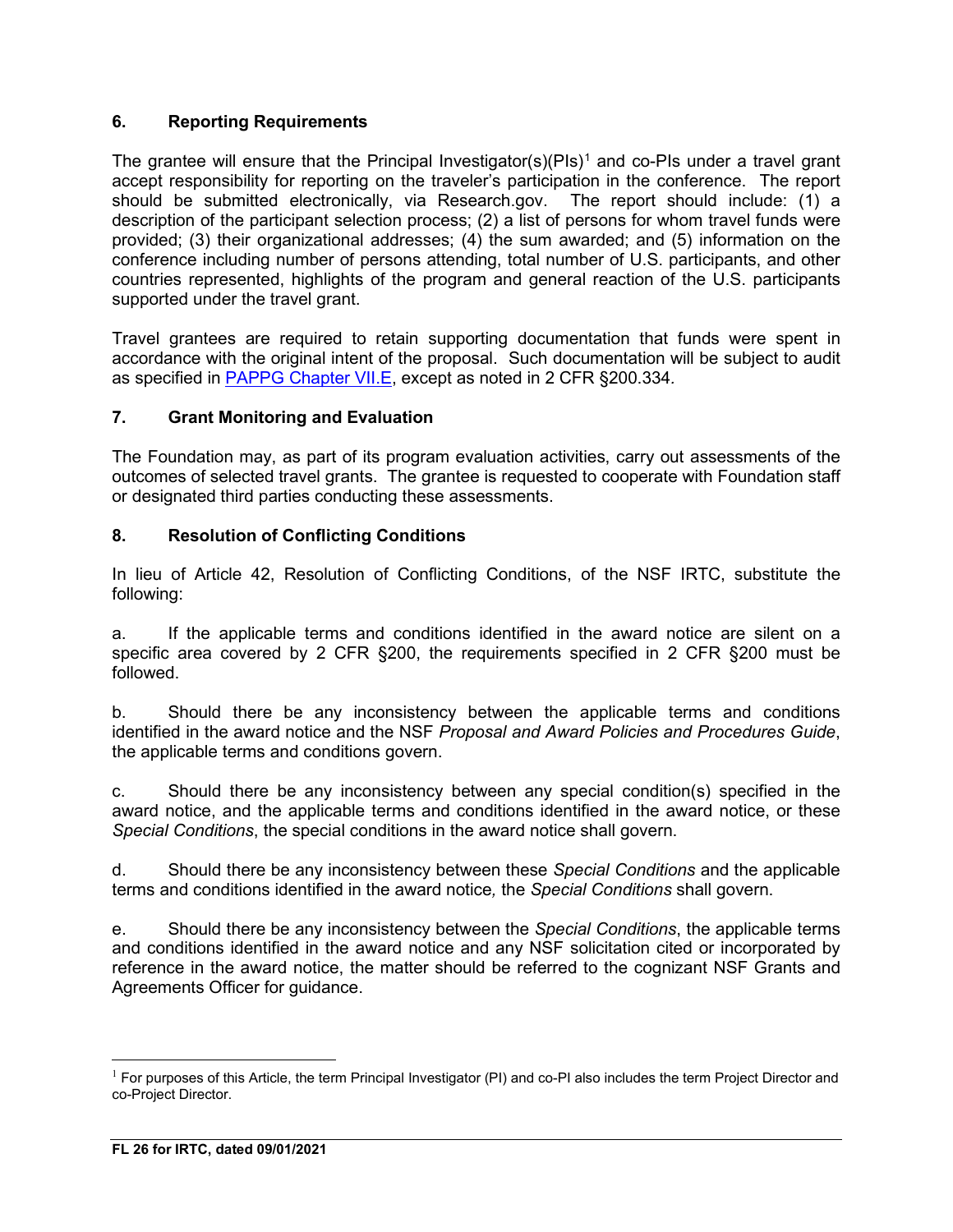## 6. Reporting Requirements

The grantee will ensure that the Principal Investigator(s)(PIs)[1] and co-PIs under a travel grant accept responsibility for reporting on the traveler's participation in the conference. The report should be submitted electronically, via Research.gov. The report should include: (1) a description of the participant selection process; (2) a list of persons for whom travel funds were provided; (3) their organizational addresses; (4) the sum awarded; and (5) information on the conference including number of persons attending, total number of U.S. participants, and other countries represented, highlights of the program and general reaction of the U.S. participants supported under the travel grant.

Travel grantees are required to retain supporting documentation that funds were spent in accordance with the original intent of the proposal. Such documentation will be subject to audit as specified in PAPPG Chapter VII.E, except as noted in 2 CFR §200.334.

## 7. Grant Monitoring and Evaluation

The Foundation may, as part of its program evaluation activities, carry out assessments of the outcomes of selected travel grants. The grantee is requested to cooperate with Foundation staff or designated third parties conducting these assessments.

## 8. Resolution of Conflicting Conditions

In lieu of Article 42, Resolution of Conflicting Conditions, of the NSF IRTC, substitute the following:

a. If the applicable terms and conditions identified in the award notice are silent on a specific area covered by 2 CFR §200, the requirements specified in 2 CFR §200 must be followed.

b. Should there be any inconsistency between the applicable terms and conditions identified in the award notice and the NSF *Proposal and Award Policies and Procedures Guide*, the applicable terms and conditions govern.

c. Should there be any inconsistency between any special condition(s) specified in the award notice, and the applicable terms and conditions identified in the award notice, or these *Special Conditions*, the special conditions in the award notice shall govern.

d. Should there be any inconsistency between these *Special Conditions* and the applicable terms and conditions identified in the award notice, the *Special Conditions* shall govern.

e. Should there be any inconsistency between the *Special Conditions*, the applicable terms and conditions identified in the award notice and any NSF solicitation cited or incorporated by reference in the award notice, the matter should be referred to the cognizant NSF Grants and Agreements Officer for guidance.

---

[1] For purposes of this Article, the term Principal Investigator (PI) and co-PI also includes the term Project Director and co-Project Director.

**FL 26 for IRTC, dated 09/01/2021**